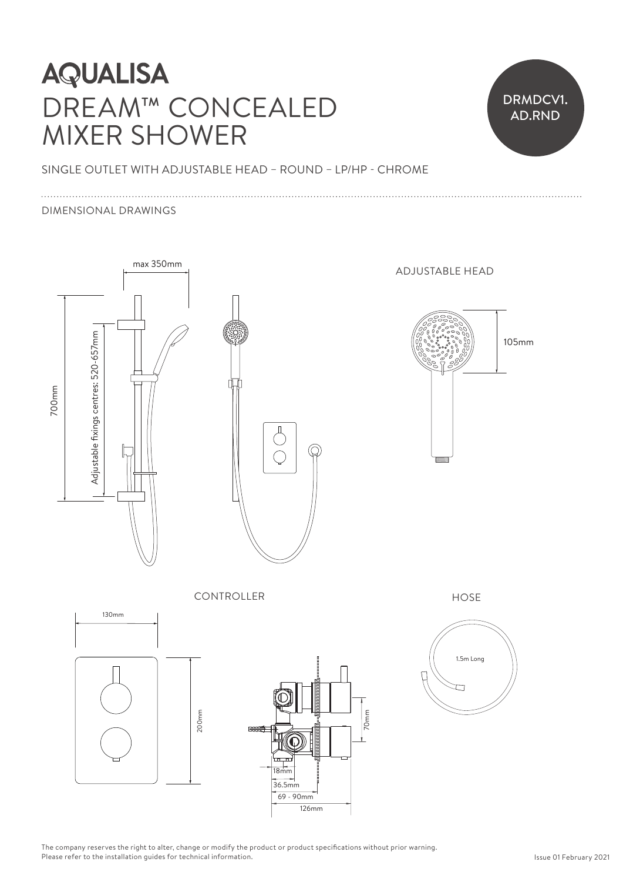# AQUALISA

# DREAM™ CONCEALED MIXER SHOWER

DRMDCV1.AD.RND

SINGLE OUTLET WITH ADJUSTABLE HEAD – ROUND – LP/HP - CHROME

DIMENSIONAL DRAWINGS

max 350mm

700mm

Adjustable fixings centres: 520-657mm

ADJUSTABLE HEAD

105mm

CONTROLLER

130mm

200mm

70mm

18mm

36.5mm

69 - 90mm

126mm

HOSE

1.5m Long

The company reserves the right to alter, change or modify the product or product specifications without prior warning.
Please refer to the installation guides for technical information.

Issue 01 February 2021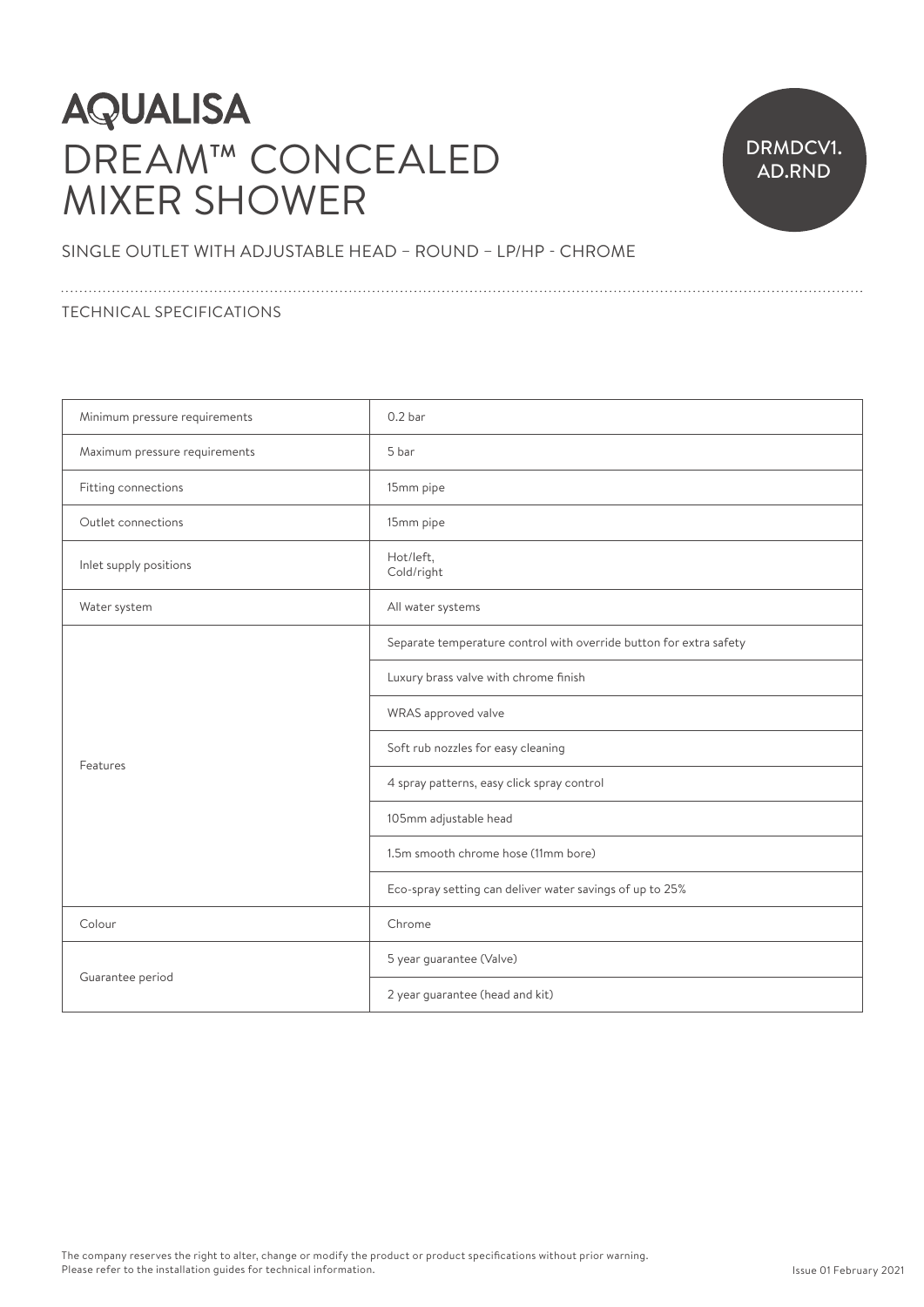# AQUALISA

# DREAM™ CONCEALED MIXER SHOWER

DRMDCV1.AD.RND

SINGLE OUTLET WITH ADJUSTABLE HEAD – ROUND – LP/HP - CHROME

TECHNICAL SPECIFICATIONS

| | |
|---|---|
| Minimum pressure requirements | 0.2 bar |
| Maximum pressure requirements | 5 bar |
| Fitting connections | 15mm pipe |
| Outlet connections | 15mm pipe |
| Inlet supply positions | Hot/left,<br>Cold/right |
| Water system | All water systems |
| Features | Separate temperature control with override button for extra safety |
| | Luxury brass valve with chrome finish |
| | WRAS approved valve |
| | Soft rub nozzles for easy cleaning |
| | 4 spray patterns, easy click spray control |
| | 105mm adjustable head |
| | 1.5m smooth chrome hose (11mm bore) |
| | Eco-spray setting can deliver water savings of up to 25% |
| Colour | Chrome |
| Guarantee period | 5 year guarantee (Valve) |
| | 2 year guarantee (head and kit) |

The company reserves the right to alter, change or modify the product or product specifications without prior warning.
Please refer to the installation guides for technical information.

Issue 01 February 2021